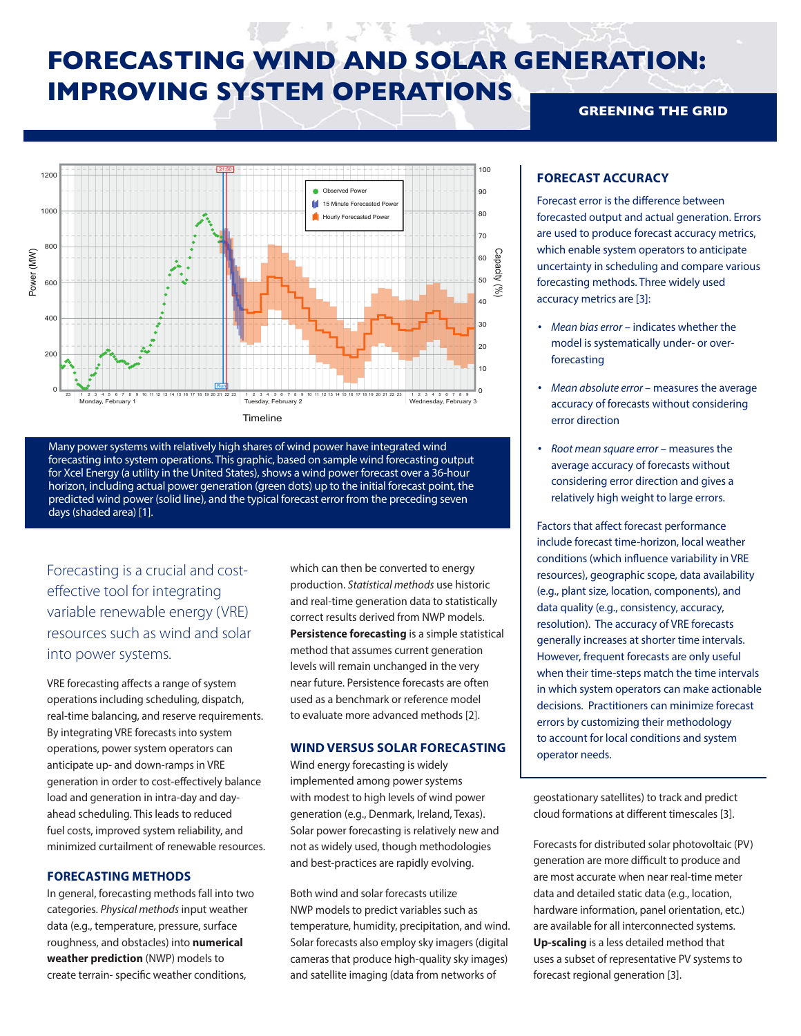# FORECASTING WIND AND SOLAR GENERATION: IMPROVING SYSTEM OPERATIONS

**GREENING THE GRID**

Many power systems with relatively high shares of wind power have integrated wind forecasting into system operations. This graphic, based on sample wind forecasting output for Xcel Energy (a utility in the United States), shows a wind power forecast over a 36-hour horizon, including actual power generation (green dots) up to the initial forecast point, the predicted wind power (solid line), and the typical forecast error from the preceding seven days (shaded area) [1].

Forecasting is a crucial and cost-effective tool for integrating variable renewable energy (VRE) resources such as wind and solar into power systems.

VRE forecasting affects a range of system operations including scheduling, dispatch, real-time balancing, and reserve requirements. By integrating VRE forecasts into system operations, power system operators can anticipate up- and down-ramps in VRE generation in order to cost-effectively balance load and generation in intra-day and day-ahead scheduling. This leads to reduced fuel costs, improved system reliability, and minimized curtailment of renewable resources.

## FORECASTING METHODS

In general, forecasting methods fall into two categories. *Physical methods* input weather data (e.g., temperature, pressure, surface roughness, and obstacles) into **numerical weather prediction** (NWP) models to create terrain- specific weather conditions, which can then be converted to energy production. *Statistical methods* use historic and real-time generation data to statistically correct results derived from NWP models. **Persistence forecasting** is a simple statistical method that assumes current generation levels will remain unchanged in the very near future. Persistence forecasts are often used as a benchmark or reference model to evaluate more advanced methods [2].

## WIND VERSUS SOLAR FORECASTING

Wind energy forecasting is widely implemented among power systems with modest to high levels of wind power generation (e.g., Denmark, Ireland, Texas). Solar power forecasting is relatively new and not as widely used, though methodologies and best-practices are rapidly evolving.

Both wind and solar forecasts utilize NWP models to predict variables such as temperature, humidity, precipitation, and wind. Solar forecasts also employ sky imagers (digital cameras that produce high-quality sky images) and satellite imaging (data from networks of geostationary satellites) to track and predict cloud formations at different timescales [3].

Forecasts for distributed solar photovoltaic (PV) generation are more difficult to produce and are most accurate when near real-time meter data and detailed static data (e.g., location, hardware information, panel orientation, etc.) are available for all interconnected systems. **Up-scaling** is a less detailed method that uses a subset of representative PV systems to forecast regional generation [3].

## FORECAST ACCURACY

Forecast error is the difference between forecasted output and actual generation. Errors are used to produce forecast accuracy metrics, which enable system operators to anticipate uncertainty in scheduling and compare various forecasting methods. Three widely used accuracy metrics are [3]:

- *Mean bias error* – indicates whether the model is systematically under- or over-forecasting
- *Mean absolute error* – measures the average accuracy of forecasts without considering error direction
- *Root mean square error* – measures the average accuracy of forecasts without considering error direction and gives a relatively high weight to large errors.

Factors that affect forecast performance include forecast time-horizon, local weather conditions (which influence variability in VRE resources), geographic scope, data availability (e.g., plant size, location, components), and data quality (e.g., consistency, accuracy, resolution). The accuracy of VRE forecasts generally increases at shorter time intervals. However, frequent forecasts are only useful when their time-steps match the time intervals in which system operators can make actionable decisions. Practitioners can minimize forecast errors by customizing their methodology to account for local conditions and system operator needs.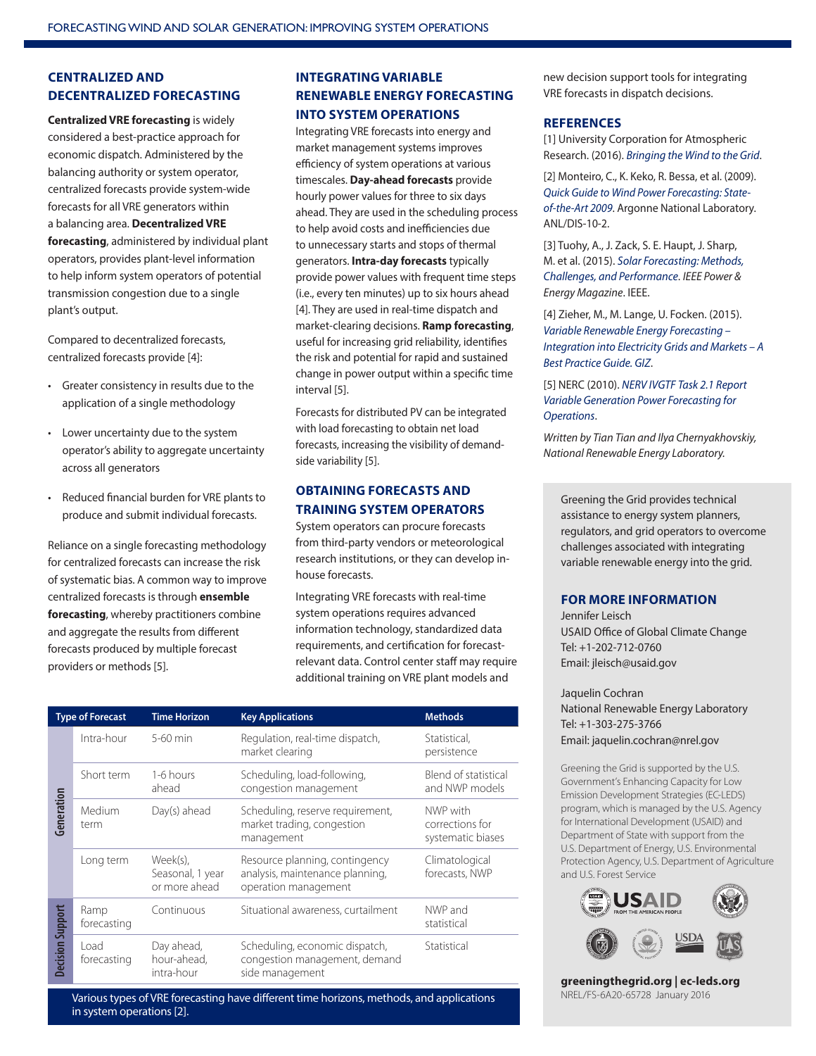## CENTRALIZED AND DECENTRALIZED FORECASTING

**Centralized VRE forecasting** is widely considered a best-practice approach for economic dispatch. Administered by the balancing authority or system operator, centralized forecasts provide system-wide forecasts for all VRE generators within a balancing area. **Decentralized VRE forecasting**, administered by individual plant operators, provides plant-level information to help inform system operators of potential transmission congestion due to a single plant's output.

Compared to decentralized forecasts, centralized forecasts provide [4]:

- Greater consistency in results due to the application of a single methodology
- Lower uncertainty due to the system operator's ability to aggregate uncertainty across all generators
- Reduced financial burden for VRE plants to produce and submit individual forecasts.

Reliance on a single forecasting methodology for centralized forecasts can increase the risk of systematic bias. A common way to improve centralized forecasts is through **ensemble forecasting**, whereby practitioners combine and aggregate the results from different forecasts produced by multiple forecast providers or methods [5].

## INTEGRATING VARIABLE RENEWABLE ENERGY FORECASTING INTO SYSTEM OPERATIONS

Integrating VRE forecasts into energy and market management systems improves efficiency of system operations at various timescales. **Day-ahead forecasts** provide hourly power values for three to six days ahead. They are used in the scheduling process to help avoid costs and inefficiencies due to unnecessary starts and stops of thermal generators. **Intra-day forecasts** typically provide power values with frequent time steps (i.e., every ten minutes) up to six hours ahead [4]. They are used in real-time dispatch and market-clearing decisions. **Ramp forecasting**, useful for increasing grid reliability, identifies the risk and potential for rapid and sustained change in power output within a specific time interval [5].

Forecasts for distributed PV can be integrated with load forecasting to obtain net load forecasts, increasing the visibility of demand-side variability [5].

## OBTAINING FORECASTS AND TRAINING SYSTEM OPERATORS

System operators can procure forecasts from third-party vendors or meteorological research institutions, or they can develop in-house forecasts.

Integrating VRE forecasts with real-time system operations requires advanced information technology, standardized data requirements, and certification for forecast-relevant data. Control center staff may require additional training on VRE plant models and new decision support tools for integrating VRE forecasts in dispatch decisions.

| | Type of Forecast | Time Horizon | Key Applications | Methods |
|---|---|---|---|---|
| Generation | Intra-hour | 5-60 min | Regulation, real-time dispatch, market clearing | Statistical, persistence |
| Generation | Short term | 1-6 hours ahead | Scheduling, load-following, congestion management | Blend of statistical and NWP models |
| Generation | Medium term | Day(s) ahead | Scheduling, reserve requirement, market trading, congestion management | NWP with corrections for systematic biases |
| Generation | Long term | Week(s), Seasonal, 1 year or more ahead | Resource planning, contingency analysis, maintenance planning, operation management | Climatological forecasts, NWP |
| Decision Support | Ramp forecasting | Continuous | Situational awareness, curtailment | NWP and statistical |
| Decision Support | Load forecasting | Day ahead, hour-ahead, intra-hour | Scheduling, economic dispatch, congestion management, demand side management | Statistical |

Various types of VRE forecasting have different time horizons, methods, and applications in system operations [2].

## REFERENCES

[1] University Corporation for Atmospheric Research. (2016). *Bringing the Wind to the Grid*.

[2] Monteiro, C., K. Keko, R. Bessa, et al. (2009). *Quick Guide to Wind Power Forecasting: State-of-the-Art 2009*. Argonne National Laboratory. ANL/DIS-10-2.

[3] Tuohy, A., J. Zack, S. E. Haupt, J. Sharp, M. et al. (2015). *Solar Forecasting: Methods, Challenges, and Performance. IEEE Power & Energy Magazine*. IEEE.

[4] Zieher, M., M. Lange, U. Focken. (2015). *Variable Renewable Energy Forecasting – Integration into Electricity Grids and Markets – A Best Practice Guide. GIZ*.

[5] NERC (2010). *NERV IVGTF Task 2.1 Report Variable Generation Power Forecasting for Operations*.

*Written by Tian Tian and Ilya Chernyakhovskiy, National Renewable Energy Laboratory.*

Greening the Grid provides technical assistance to energy system planners, regulators, and grid operators to overcome challenges associated with integrating variable renewable energy into the grid.

## FOR MORE INFORMATION

Jennifer Leisch
USAID Office of Global Climate Change
Tel: +1-202-712-0760
Email: jleisch@usaid.gov

Jaquelin Cochran
National Renewable Energy Laboratory
Tel: +1-303-275-3766
Email: jaquelin.cochran@nrel.gov

Greening the Grid is supported by the U.S. Government's Enhancing Capacity for Low Emission Development Strategies (EC-LEDS) program, which is managed by the U.S. Agency for International Development (USAID) and Department of State with support from the U.S. Department of Energy, U.S. Environmental Protection Agency, U.S. Department of Agriculture and U.S. Forest Service

**greeningthegrid.org | ec-leds.org**
NREL/FS-6A20-65728 January 2016